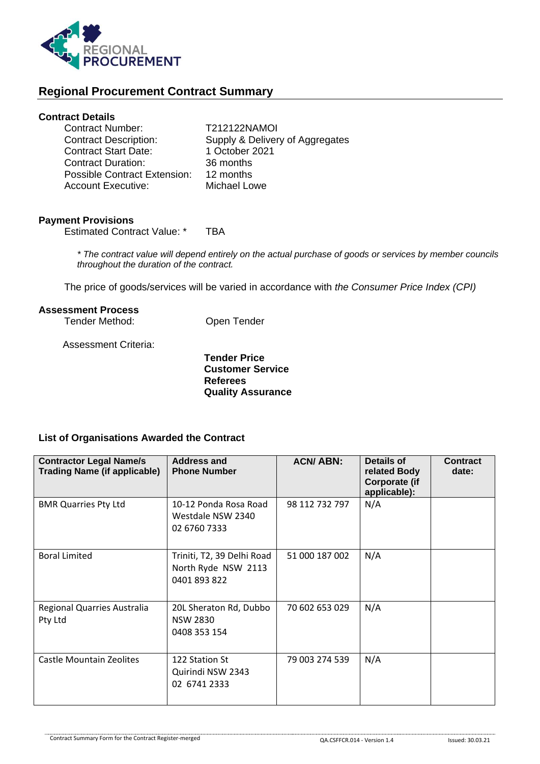## Regional Procurement Contract Summary

### Contract Details

| | |
|---|---|
| Contract Number: | T212122NAMOI |
| Contract Description: | Supply & Delivery of Aggregates |
| Contract Start Date: | 1 October 2021 |
| Contract Duration: | 36 months |
| Possible Contract Extension: | 12 months |
| Account Executive: | Michael Lowe |

### Payment Provisions

Estimated Contract Value: * TBA

*\* The contract value will depend entirely on the actual purchase of goods or services by member councils throughout the duration of the contract.*

The price of goods/services will be varied in accordance with *the Consumer Price Index (CPI)*

### Assessment Process

Tender Method: Open Tender

Assessment Criteria:

**Tender Price**
**Customer Service**
**Referees**
**Quality Assurance**

### List of Organisations Awarded the Contract

| Contractor Legal Name/s Trading Name (if applicable) | Address and Phone Number | ACN/ ABN: | Details of related Body Corporate (if applicable): | Contract date: |
|---|---|---|---|---|
| BMR Quarries Pty Ltd | 10-12 Ponda Rosa Road Westdale NSW 2340 02 6760 7333 | 98 112 732 797 | N/A | |
| Boral Limited | Triniti, T2, 39 Delhi Road North Ryde NSW 2113 0401 893 822 | 51 000 187 002 | N/A | |
| Regional Quarries Australia Pty Ltd | 20L Sheraton Rd, Dubbo NSW 2830 0408 353 154 | 70 602 653 029 | N/A | |
| Castle Mountain Zeolites | 122 Station St Quirindi NSW 2343 02 6741 2333 | 79 003 274 539 | N/A | |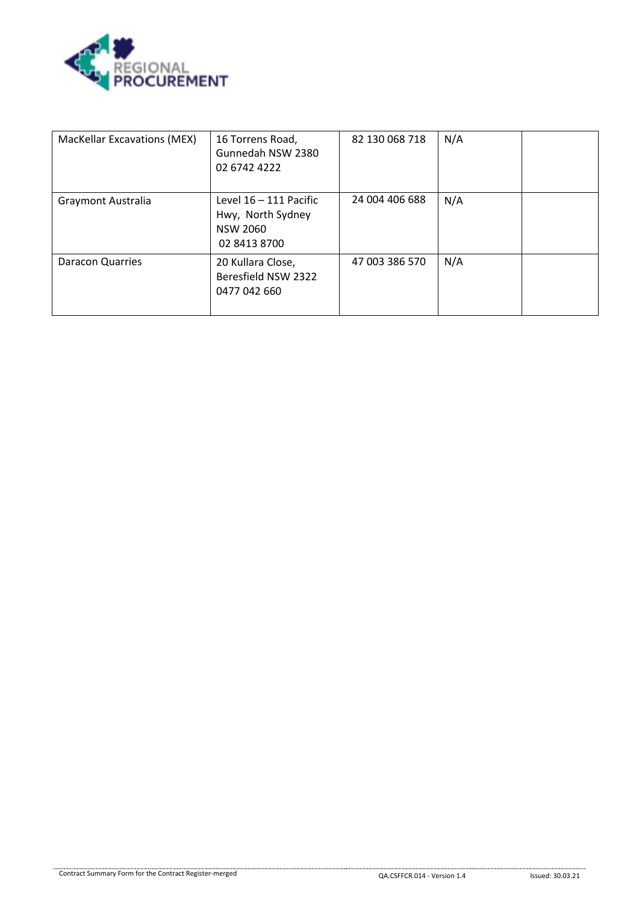| | | | | |
|---|---|---|---|---|
| MacKellar Excavations (MEX) | 16 Torrens Road, Gunnedah NSW 2380 02 6742 4222 | 82 130 068 718 | N/A | |
| Graymont Australia | Level 16 – 111 Pacific Hwy, North Sydney NSW 2060 02 8413 8700 | 24 004 406 688 | N/A | |
| Daracon Quarries | 20 Kullara Close, Beresfield NSW 2322 0477 042 660 | 47 003 386 570 | N/A | |